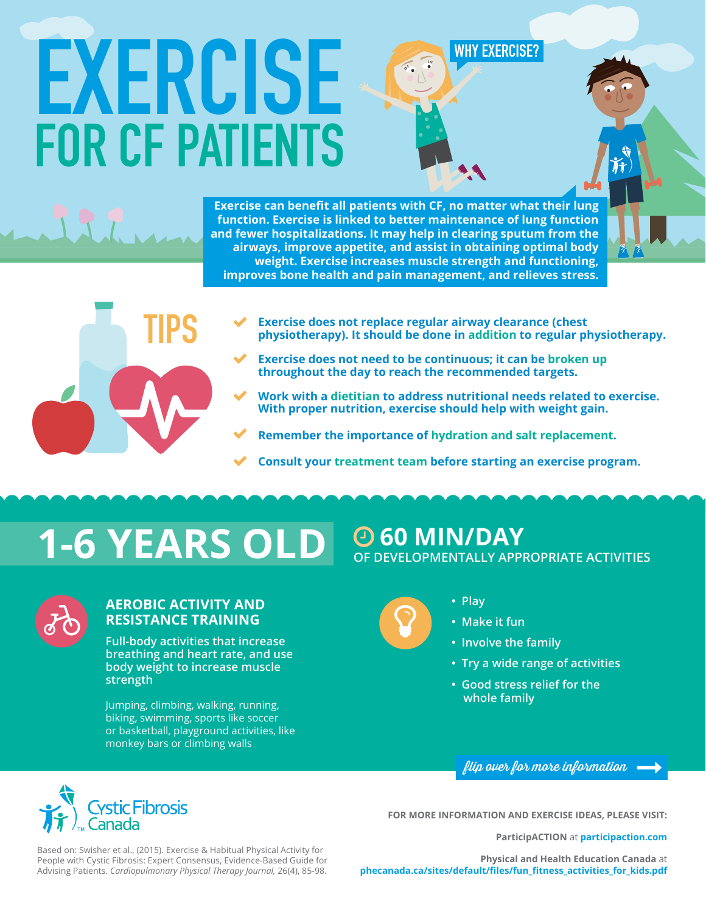# EXERCISE FOR CF PATIENTS

## WHY EXERCISE?

Exercise can benefit all patients with CF, no matter what their lung function. Exercise is linked to better maintenance of lung function and fewer hospitalizations. It may help in clearing sputum from the airways, improve appetite, and assist in obtaining optimal body weight. Exercise increases muscle strength and functioning, improves bone health and pain management, and relieves stress.

## TIPS

- Exercise does not replace regular airway clearance (chest physiotherapy). It should be done in addition to regular physiotherapy.
- Exercise does not need to be continuous; it can be broken up throughout the day to reach the recommended targets.
- Work with a dietitian to address nutritional needs related to exercise. With proper nutrition, exercise should help with weight gain.
- Remember the importance of hydration and salt replacement.
- Consult your treatment team before starting an exercise program.

## 1-6 YEARS OLD

**60 MIN/DAY**
OF DEVELOPMENTALLY APPROPRIATE ACTIVITIES

### AEROBIC ACTIVITY AND RESISTANCE TRAINING

Full-body activities that increase breathing and heart rate, and use body weight to increase muscle strength

Jumping, climbing, walking, running, biking, swimming, sports like soccer or basketball, playground activities, like monkey bars or climbing walls

- Play
- Make it fun
- Involve the family
- Try a wide range of activities
- Good stress relief for the whole family

*flip over for more information* →

Cystic Fibrosis Canada

Based on: Swisher et al., (2015). Exercise & Habitual Physical Activity for People with Cystic Fibrosis: Expert Consensus, Evidence-Based Guide for Advising Patients. *Cardiopulmonary Physical Therapy Journal,* 26(4), 85-98.

**FOR MORE INFORMATION AND EXERCISE IDEAS, PLEASE VISIT:**

**ParticipACTION** at **participaction.com**

**Physical and Health Education Canada** at **phecanada.ca/sites/default/files/fun_fitness_activities_for_kids.pdf**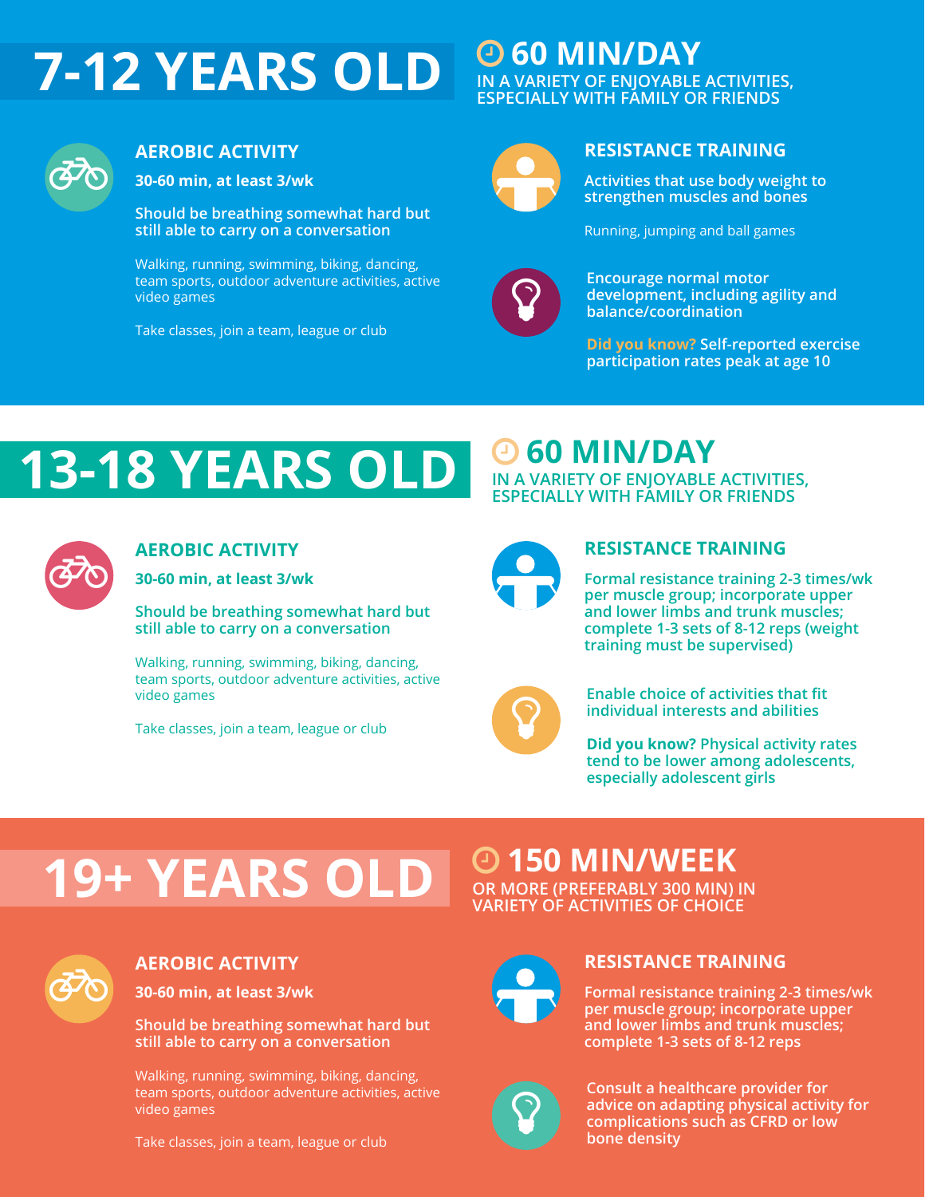# 7-12 YEARS OLD

## 60 MIN/DAY

IN A VARIETY OF ENJOYABLE ACTIVITIES, ESPECIALLY WITH FAMILY OR FRIENDS

### AEROBIC ACTIVITY

**30-60 min, at least 3/wk**

**Should be breathing somewhat hard but still able to carry on a conversation**

Walking, running, swimming, biking, dancing, team sports, outdoor adventure activities, active video games

Take classes, join a team, league or club

### RESISTANCE TRAINING

**Activities that use body weight to strengthen muscles and bones**

Running, jumping and ball games

**Encourage normal motor development, including agility and balance/coordination**

**Did you know? Self-reported exercise participation rates peak at age 10**

# 13-18 YEARS OLD

## 60 MIN/DAY

IN A VARIETY OF ENJOYABLE ACTIVITIES, ESPECIALLY WITH FAMILY OR FRIENDS

### AEROBIC ACTIVITY

**30-60 min, at least 3/wk**

**Should be breathing somewhat hard but still able to carry on a conversation**

Walking, running, swimming, biking, dancing, team sports, outdoor adventure activities, active video games

Take classes, join a team, league or club

### RESISTANCE TRAINING

**Formal resistance training 2-3 times/wk per muscle group; incorporate upper and lower limbs and trunk muscles; complete 1-3 sets of 8-12 reps (weight training must be supervised)**

**Enable choice of activities that fit individual interests and abilities**

**Did you know? Physical activity rates tend to be lower among adolescents, especially adolescent girls**

# 19+ YEARS OLD

## 150 MIN/WEEK

OR MORE (PREFERABLY 300 MIN) IN VARIETY OF ACTIVITIES OF CHOICE

### AEROBIC ACTIVITY

**30-60 min, at least 3/wk**

**Should be breathing somewhat hard but still able to carry on a conversation**

Walking, running, swimming, biking, dancing, team sports, outdoor adventure activities, active video games

Take classes, join a team, league or club

### RESISTANCE TRAINING

**Formal resistance training 2-3 times/wk per muscle group; incorporate upper and lower limbs and trunk muscles; complete 1-3 sets of 8-12 reps**

**Consult a healthcare provider for advice on adapting physical activity for complications such as CFRD or low bone density**